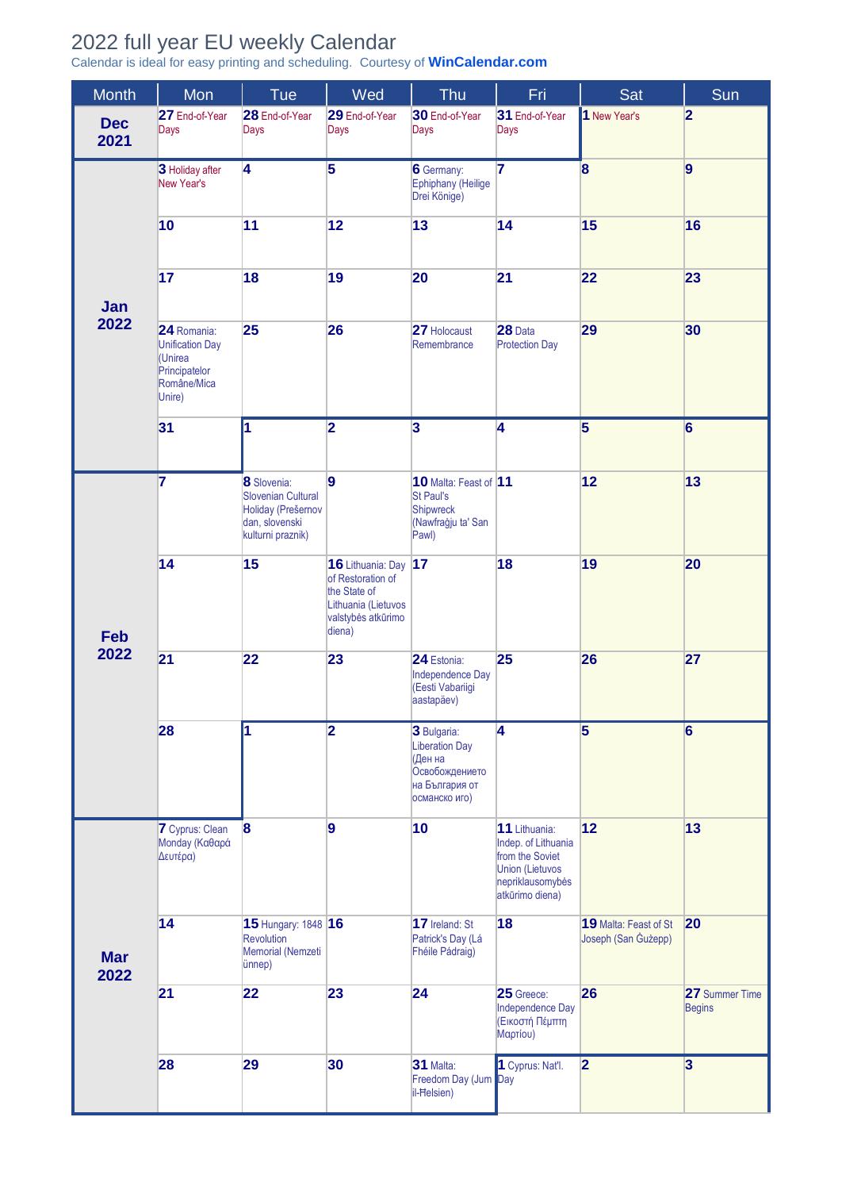# 2022 full year EU weekly Calendar

Calendar is ideal for easy printing and scheduling. Courtesy of **WinCalendar.com**

| Month | Mon | Tue | Wed | Thu | Fri | Sat | Sun |
|---|---|---|---|---|---|---|---|
| **Dec 2021** | **27** End-of-Year Days | **28** End-of-Year Days | **29** End-of-Year Days | **30** End-of-Year Days | **31** End-of-Year Days | **1** New Year's | **2** |
| **Jan 2022** | **3** Holiday after New Year's | **4** | **5** | **6** Germany: Ephiphany (Heilige Drei Könige) | **7** | **8** | **9** |
| | **10** | **11** | **12** | **13** | **14** | **15** | **16** |
| | **17** | **18** | **19** | **20** | **21** | **22** | **23** |
| | **24** Romania: Unification Day (Unirea Principatelor Române/Mica Unire) | **25** | **26** | **27** Holocaust Remembrance | **28** Data Protection Day | **29** | **30** |
| | **31** | **1** | **2** | **3** | **4** | **5** | **6** |
| **Feb 2022** | **7** | **8** Slovenia: Slovenian Cultural Holiday (Prešernov dan, slovenski kulturni praznik) | **9** | **10** Malta: Feast of St Paul's Shipwreck (Nawfraġju ta' San Pawl) | **11** | **12** | **13** |
| | **14** | **15** | **16** Lithuania: Day of Restoration of the State of Lithuania (Lietuvos valstybės atkūrimo diena) | **17** | **18** | **19** | **20** |
| | **21** | **22** | **23** | **24** Estonia: Independence Day (Eesti Vabariigi aastapäev) | **25** | **26** | **27** |
| | **28** | **1** | **2** | **3** Bulgaria: Liberation Day (Ден на Освобождението на България от османско иго) | **4** | **5** | **6** |
| **Mar 2022** | **7** Cyprus: Clean Monday (Καθαρά Δευτέρα) | **8** | **9** | **10** | **11** Lithuania: Indep. of Lithuania from the Soviet Union (Lietuvos nepriklausomybės atkūrimo diena) | **12** | **13** |
| | **14** | **15** Hungary: 1848 Revolution Memorial (Nemzeti ünnep) | **16** | **17** Ireland: St Patrick's Day (Lá Fhéile Pádraig) | **18** | **19** Malta: Feast of St Joseph (San Ġużepp) | **20** |
| | **21** | **22** | **23** | **24** | **25** Greece: Independence Day (Εικοστή Πέμπτη Μαρτίου) | **26** | **27** Summer Time Begins |
| | **28** | **29** | **30** | **31** Malta: Freedom Day (Jum il-Ħelsien) | **1** Cyprus: Nat'l. Day | **2** | **3** |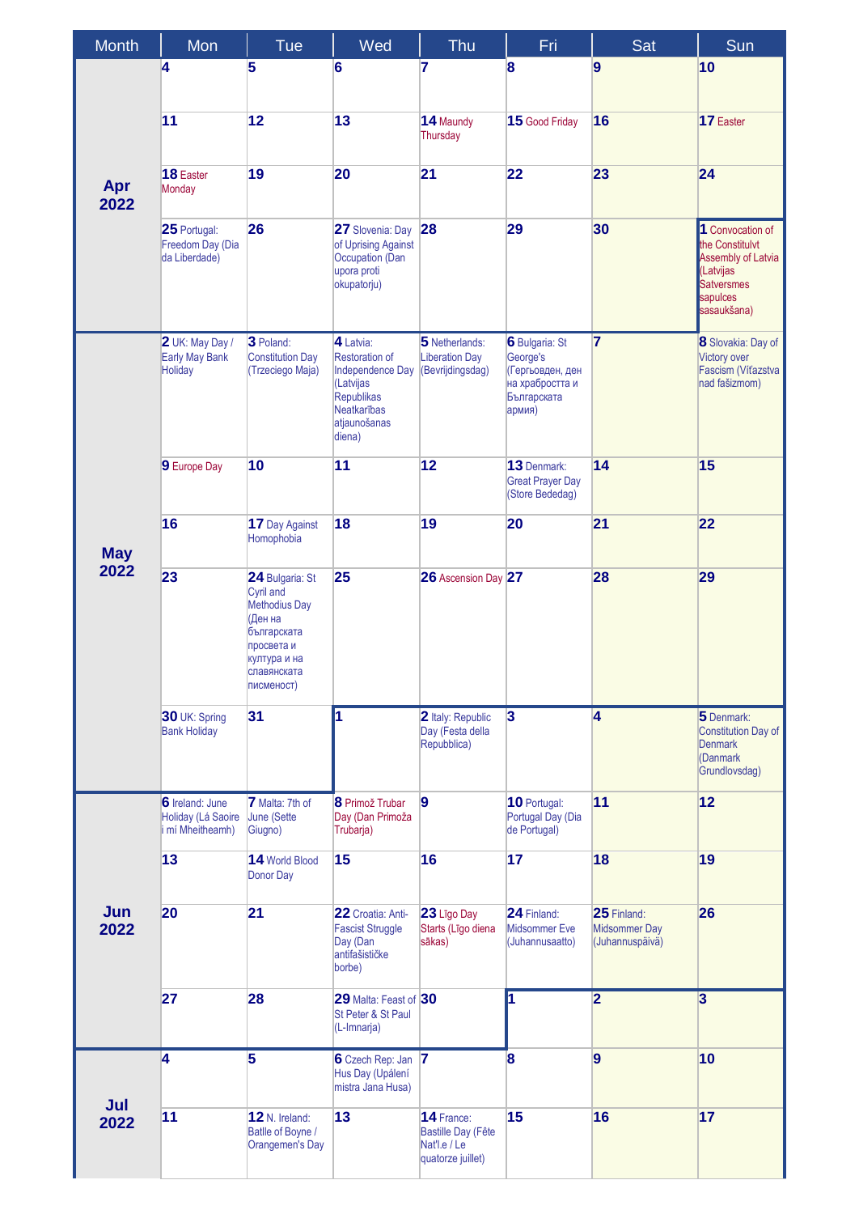| Month | Mon | Tue | Wed | Thu | Fri | Sat | Sun |
|---|---|---|---|---|---|---|---|
| Apr 2022 | 4 | 5 | 6 | 7 | 8 | 9 | 10 |
| | 11 | 12 | 13 | 14 Maundy Thursday | 15 Good Friday | 16 | 17 Easter |
| | 18 Easter Monday | 19 | 20 | 21 | 22 | 23 | 24 |
| | 25 Portugal: Freedom Day (Dia da Liberdade) | 26 | 27 Slovenia: Day of Uprising Against Occupation (Dan upora proti okupatorju) | 28 | 29 | 30 | 1 Convocation of the Constitulvt Assembly of Latvia (Latvijas Satversmes sapulces sasaukšana) |
| May 2022 | 2 UK: May Day / Early May Bank Holiday | 3 Poland: Constitution Day (Trzeciego Maja) | 4 Latvia: Restoration of Independence Day (Latvijas Republikas Neatkarības atjaunošanas diena) | 5 Netherlands: Liberation Day (Bevrijdingsdag) | 6 Bulgaria: St George's (Гергьовден, ден на храбростта и Българската армия) | 7 | 8 Slovakia: Day of Victory over Fascism (Víťazstva nad fašizmom) |
| | 9 Europe Day | 10 | 11 | 12 | 13 Denmark: Great Prayer Day (Store Bededag) | 14 | 15 |
| | 16 | 17 Day Against Homophobia | 18 | 19 | 20 | 21 | 22 |
| | 23 | 24 Bulgaria: St Cyril and Methodius Day (Ден на българската просвета и култура и на славянската писменост) | 25 | 26 Ascension Day | 27 | 28 | 29 |
| | 30 UK: Spring Bank Holiday | 31 | 1 | 2 Italy: Republic Day (Festa della Repubblica) | 3 | 4 | 5 Denmark: Constitution Day of Denmark (Danmark Grundlovsdag) |
| Jun 2022 | 6 Ireland: June Holiday (Lá Saoire i mí Mheitheamh) | 7 Malta: 7th of June (Sette Giugno) | 8 Primož Trubar Day (Dan Primoža Trubarja) | 9 | 10 Portugal: Portugal Day (Dia de Portugal) | 11 | 12 |
| | 13 | 14 World Blood Donor Day | 15 | 16 | 17 | 18 | 19 |
| | 20 | 21 | 22 Croatia: Anti-Fascist Struggle Day (Dan antifašističke borbe) | 23 Līgo Day Starts (Līgo diena sākas) | 24 Finland: Midsommer Eve (Juhannusaatto) | 25 Finland: Midsommer Day (Juhannuspäivä) | 26 |
| | 27 | 28 | 29 Malta: Feast of St Peter & St Paul (L-Imnarja) | 30 | 1 | 2 | 3 |
| Jul 2022 | 4 | 5 | 6 Czech Rep: Jan Hus Day (Upálení mistra Jana Husa) | 7 | 8 | 9 | 10 |
| | 11 | 12 N. Ireland: Batlle of Boyne / Orangemen's Day | 13 | 14 France: Bastille Day (Fête Nat'l.e / Le quatorze juillet) | 15 | 16 | 17 |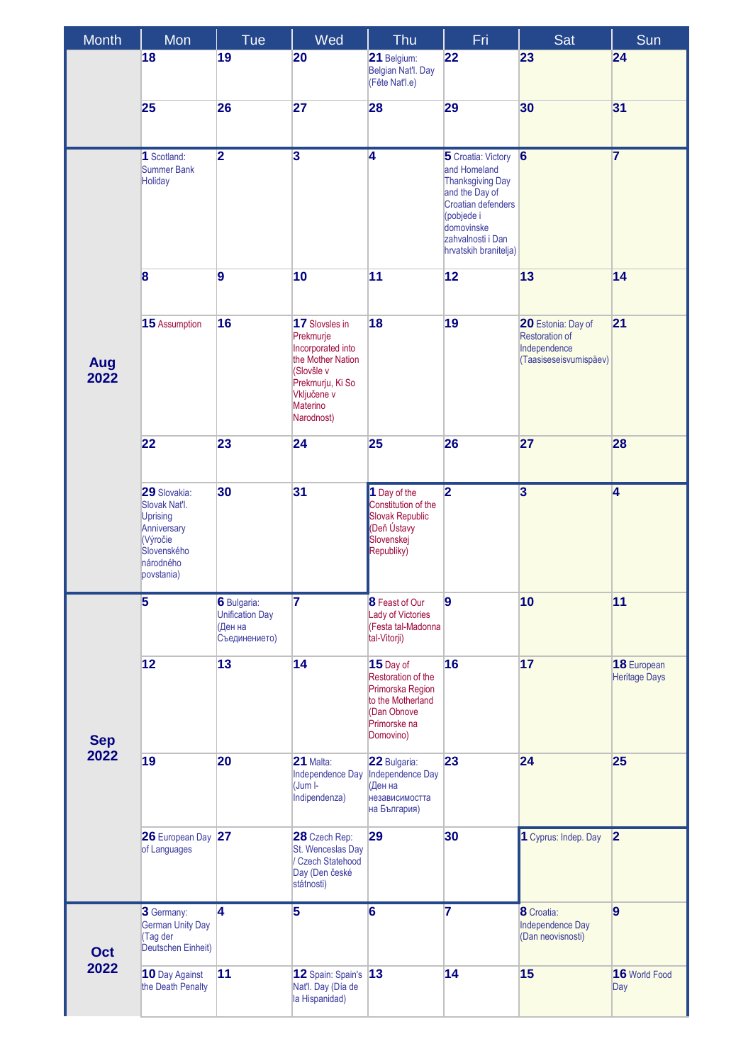| Month | Mon | Tue | Wed | Thu | Fri | Sat | Sun |
|---|---|---|---|---|---|---|---|
| | **18** | **19** | **20** | **21** Belgium: Belgian Nat'l. Day (Fête Nat'l.e) | **22** | **23** | **24** |
| | **25** | **26** | **27** | **28** | **29** | **30** | **31** |
| **Aug 2022** | **1** Scotland: Summer Bank Holiday | **2** | **3** | **4** | **5** Croatia: Victory and Homeland Thanksgiving Day and the Day of Croatian defenders (pobjede i domovinske zahvalnosti i Dan hrvatskih branitelja) | **6** | **7** |
| | **8** | **9** | **10** | **11** | **12** | **13** | **14** |
| | **15** Assumption | **16** | **17** Slovsles in Prekmurje Incorporated into the Mother Nation (Slovšle v Prekmurju, Ki So Vključene v Materino Narodnost) | **18** | **19** | **20** Estonia: Day of Restoration of Independence (Taasiseseisvumispäev) | **21** |
| | **22** | **23** | **24** | **25** | **26** | **27** | **28** |
| | **29** Slovakia: Slovak Nat'l. Uprising Anniversary (Výročie Slovenského národného povstania) | **30** | **31** | **1** Day of the Constitution of the Slovak Republic (Deň Ústavy Slovenskej Republiky) | **2** | **3** | **4** |
| **Sep 2022** | **5** | **6** Bulgaria: Unification Day (Ден на Съединението) | **7** | **8** Feast of Our Lady of Victories (Festa tal-Madonna tal-Vitorji) | **9** | **10** | **11** |
| | **12** | **13** | **14** | **15** Day of Restoration of the Primorska Region to the Motherland (Dan Obnove Primorske na Domovino) | **16** | **17** | **18** European Heritage Days |
| | **19** | **20** | **21** Malta: Independence Day (Jum l-Indipendenza) | **22** Bulgaria: Independence Day (Ден на независимостта на България) | **23** | **24** | **25** |
| | **26** European Day of Languages | **27** | **28** Czech Rep: St. Wenceslas Day / Czech Statehood Day (Den české státnosti) | **29** | **30** | **1** Cyprus: Indep. Day | **2** |
| **Oct 2022** | **3** Germany: German Unity Day (Tag der Deutschen Einheit) | **4** | **5** | **6** | **7** | **8** Croatia: Independence Day (Dan neovisnosti) | **9** |
| | **10** Day Against the Death Penalty | **11** | **12** Spain: Spain's Nat'l. Day (Día de la Hispanidad) | **13** | **14** | **15** | **16** World Food Day |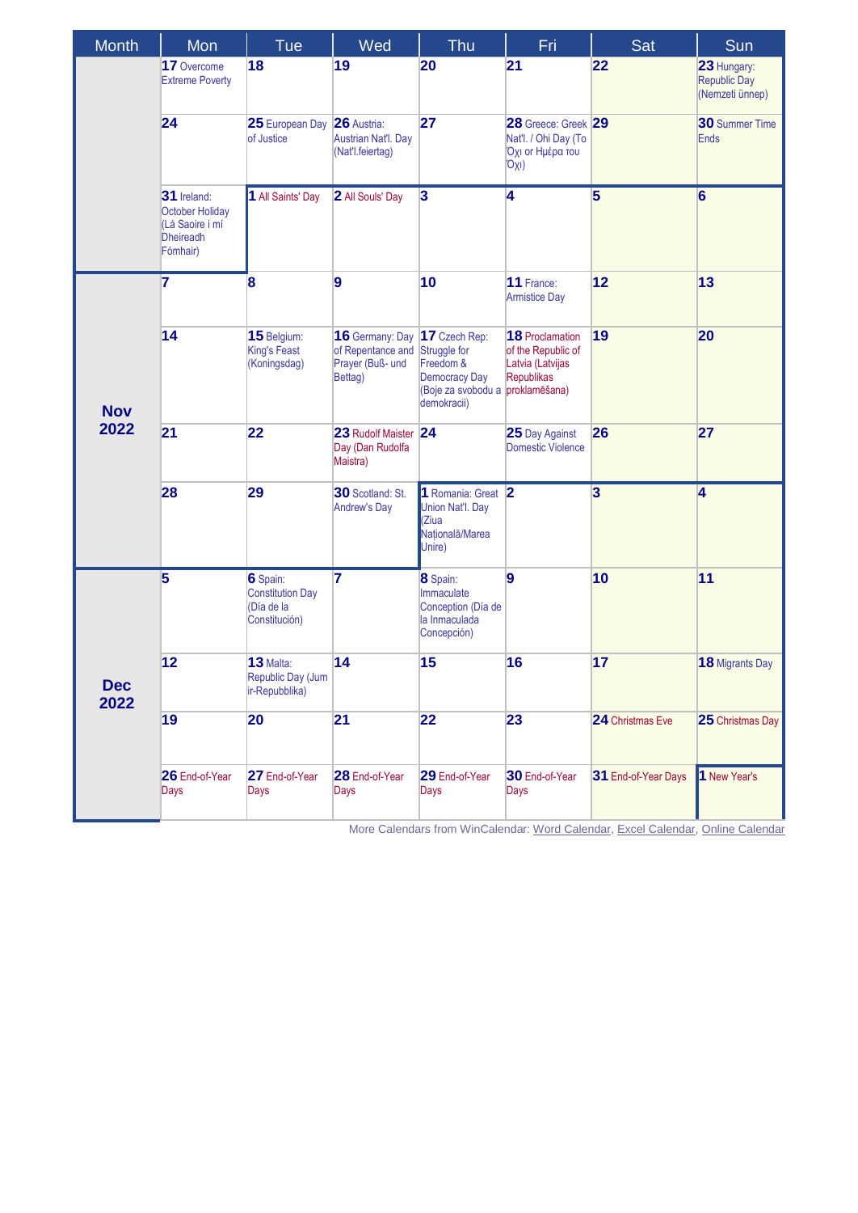| Month | Mon | Tue | Wed | Thu | Fri | Sat | Sun |
| --- | --- | --- | --- | --- | --- | --- | --- |
| | **17** Overcome Extreme Poverty | **18** | **19** | **20** | **21** | **22** | **23** Hungary: Republic Day (Nemzeti ünnep) |
| | **24** | **25** European Day of Justice | **26** Austria: Austrian Nat'l. Day (Nat'l.feiertag) | **27** | **28** Greece: Greek Nat'l. / Ohi Day (To Όχι or Ημέρα του Όχι) | **29** | **30** Summer Time Ends |
| | **31** Ireland: October Holiday (Lá Saoire i mí Dheireadh Fómhair) | **1** All Saints' Day | **2** All Souls' Day | **3** | **4** | **5** | **6** |
| **Nov 2022** | **7** | **8** | **9** | **10** | **11** France: Armistice Day | **12** | **13** |
| | **14** | **15** Belgium: King's Feast (Koningsdag) | **16** Germany: Day of Repentance and Prayer (Buß- und Bettag) | **17** Czech Rep: Struggle for Freedom & Democracy Day (Boje za svobodu a demokracii) | **18** Proclamation of the Republic of Latvia (Latvijas Republikas proklamēšana) | **19** | **20** |
| | **21** | **22** | **23** Rudolf Maister Day (Dan Rudolfa Maistra) | **24** | **25** Day Against Domestic Violence | **26** | **27** |
| | **28** | **29** | **30** Scotland: St. Andrew's Day | **1** Romania: Great Union Nat'l. Day (Ziua Națională/Marea Unire) | **2** | **3** | **4** |
| **Dec 2022** | **5** | **6** Spain: Constitution Day (Día de la Constitución) | **7** | **8** Spain: Immaculate Conception (Día de la Inmaculada Concepción) | **9** | **10** | **11** |
| | **12** | **13** Malta: Republic Day (Jum ir-Repubblika) | **14** | **15** | **16** | **17** | **18** Migrants Day |
| | **19** | **20** | **21** | **22** | **23** | **24** Christmas Eve | **25** Christmas Day |
| | **26** End-of-Year Days | **27** End-of-Year Days | **28** End-of-Year Days | **29** End-of-Year Days | **30** End-of-Year Days | **31** End-of-Year Days | **1** New Year's |

More Calendars from WinCalendar: Word Calendar, Excel Calendar, Online Calendar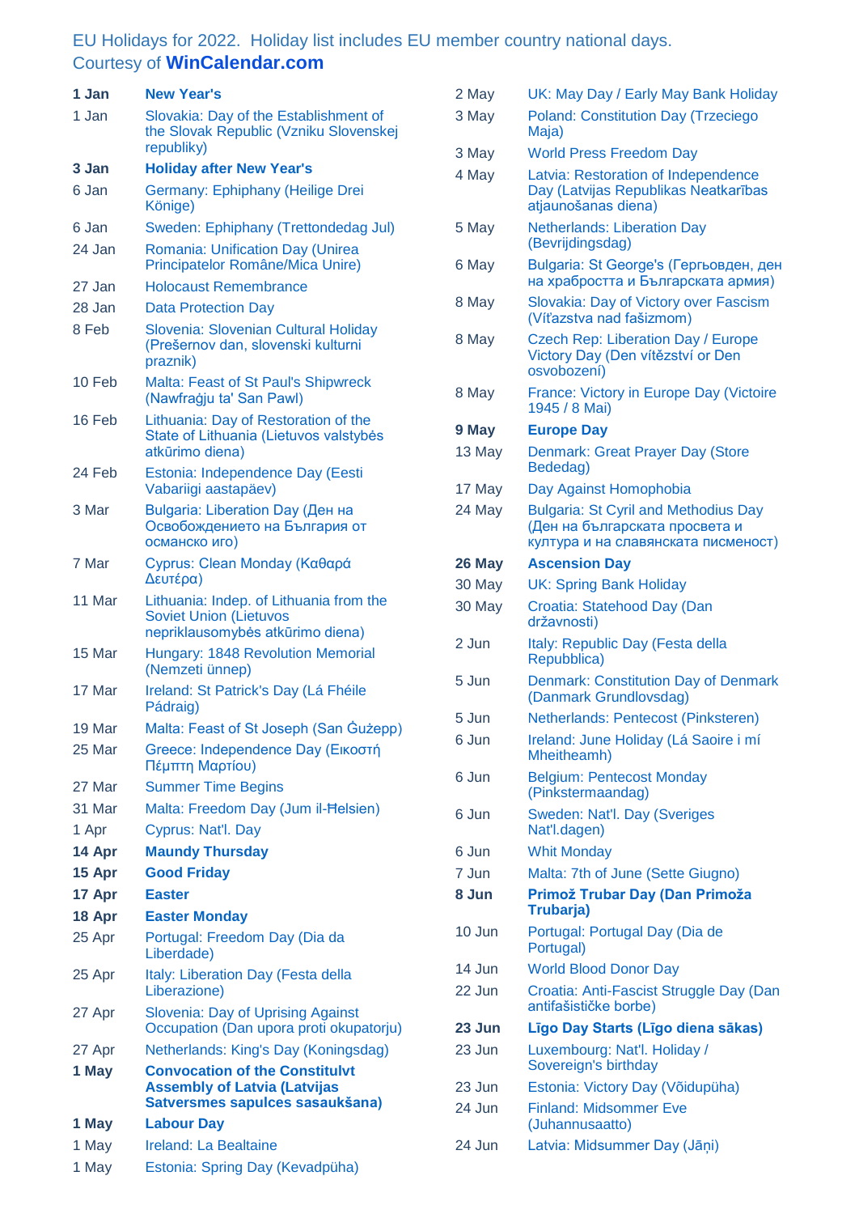EU Holidays for 2022. Holiday list includes EU member country national days.
Courtesy of **WinCalendar.com**

| Date | Holiday |
|---|---|
| **1 Jan** | **New Year's** |
| 1 Jan | Slovakia: Day of the Establishment of the Slovak Republic (Vzniku Slovenskej republiky) |
| **3 Jan** | **Holiday after New Year's** |
| 6 Jan | Germany: Ephiphany (Heilige Drei Könige) |
| 6 Jan | Sweden: Ephiphany (Trettondedag Jul) |
| 24 Jan | Romania: Unification Day (Unirea Principatelor Române/Mica Unire) |
| 27 Jan | Holocaust Remembrance |
| 28 Jan | Data Protection Day |
| 8 Feb | Slovenia: Slovenian Cultural Holiday (Prešernov dan, slovenski kulturni praznik) |
| 10 Feb | Malta: Feast of St Paul's Shipwreck (Nawfraġju ta' San Pawl) |
| 16 Feb | Lithuania: Day of Restoration of the State of Lithuania (Lietuvos valstybės atkūrimo diena) |
| 24 Feb | Estonia: Independence Day (Eesti Vabariigi aastapäev) |
| 3 Mar | Bulgaria: Liberation Day (Ден на Освобождението на България от османско иго) |
| 7 Mar | Cyprus: Clean Monday (Καθαρά Δευτέρα) |
| 11 Mar | Lithuania: Indep. of Lithuania from the Soviet Union (Lietuvos nepriklausomybės atkūrimo diena) |
| 15 Mar | Hungary: 1848 Revolution Memorial (Nemzeti ünnep) |
| 17 Mar | Ireland: St Patrick's Day (Lá Fhéile Pádraig) |
| 19 Mar | Malta: Feast of St Joseph (San Ġużepp) |
| 25 Mar | Greece: Independence Day (Εικοστή Πέμπτη Μαρτίου) |
| 27 Mar | Summer Time Begins |
| 31 Mar | Malta: Freedom Day (Jum il-Ħelsien) |
| 1 Apr | Cyprus: Nat'l. Day |
| **14 Apr** | **Maundy Thursday** |
| **15 Apr** | **Good Friday** |
| **17 Apr** | **Easter** |
| **18 Apr** | **Easter Monday** |
| 25 Apr | Portugal: Freedom Day (Dia da Liberdade) |
| 25 Apr | Italy: Liberation Day (Festa della Liberazione) |
| 27 Apr | Slovenia: Day of Uprising Against Occupation (Dan upora proti okupatorju) |
| 27 Apr | Netherlands: King's Day (Koningsdag) |
| **1 May** | **Convocation of the Constitulvt Assembly of Latvia (Latvijas Satversmes sapulces sasaukšana)** |
| **1 May** | **Labour Day** |
| 1 May | Ireland: La Bealtaine |
| 1 May | Estonia: Spring Day (Kevadpüha) |
| 2 May | UK: May Day / Early May Bank Holiday |
| 3 May | Poland: Constitution Day (Trzeciego Maja) |
| 3 May | World Press Freedom Day |
| 4 May | Latvia: Restoration of Independence Day (Latvijas Republikas Neatkarības atjaunošanas diena) |
| 5 May | Netherlands: Liberation Day (Bevrijdingsdag) |
| 6 May | Bulgaria: St George's (Гергьовден, ден на храбростта и Българската армия) |
| 8 May | Slovakia: Day of Victory over Fascism (Víťazstva nad fašizmom) |
| 8 May | Czech Rep: Liberation Day / Europe Victory Day (Den vítězství or Den osvobození) |
| 8 May | France: Victory in Europe Day (Victoire 1945 / 8 Mai) |
| **9 May** | **Europe Day** |
| 13 May | Denmark: Great Prayer Day (Store Bededag) |
| 17 May | Day Against Homophobia |
| 24 May | Bulgaria: St Cyril and Methodius Day (Ден на българската просвета и култура и на славянската писменост) |
| **26 May** | **Ascension Day** |
| 30 May | UK: Spring Bank Holiday |
| 30 May | Croatia: Statehood Day (Dan državnosti) |
| 2 Jun | Italy: Republic Day (Festa della Repubblica) |
| 5 Jun | Denmark: Constitution Day of Denmark (Danmark Grundlovsdag) |
| 5 Jun | Netherlands: Pentecost (Pinksteren) |
| 6 Jun | Ireland: June Holiday (Lá Saoire i mí Mheitheamh) |
| 6 Jun | Belgium: Pentecost Monday (Pinkstermaandag) |
| 6 Jun | Sweden: Nat'l. Day (Sveriges Nat'l.dagen) |
| 6 Jun | Whit Monday |
| 7 Jun | Malta: 7th of June (Sette Giugno) |
| **8 Jun** | **Primož Trubar Day (Dan Primoža Trubarja)** |
| 10 Jun | Portugal: Portugal Day (Dia de Portugal) |
| 14 Jun | World Blood Donor Day |
| 22 Jun | Croatia: Anti-Fascist Struggle Day (Dan antifašističke borbe) |
| **23 Jun** | **Līgo Day Starts (Līgo diena sākas)** |
| 23 Jun | Luxembourg: Nat'l. Holiday / Sovereign's birthday |
| 23 Jun | Estonia: Victory Day (Võidupüha) |
| 24 Jun | Finland: Midsommer Eve (Juhannusaatto) |
| 24 Jun | Latvia: Midsummer Day (Jāņi) |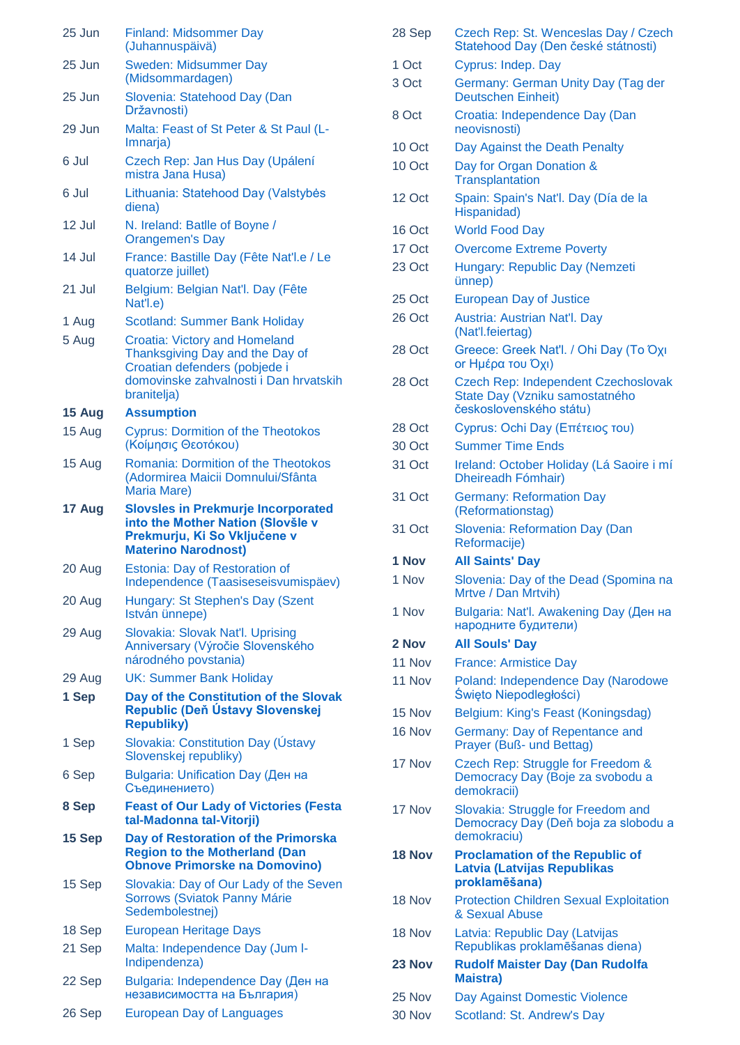| | |
|---|---|
| 25 Jun | Finland: Midsommer Day (Juhannuspäivä) |
| 25 Jun | Sweden: Midsummer Day (Midsommardagen) |
| 25 Jun | Slovenia: Statehood Day (Dan Državnosti) |
| 29 Jun | Malta: Feast of St Peter & St Paul (L-Imnarja) |
| 6 Jul | Czech Rep: Jan Hus Day (Upálení mistra Jana Husa) |
| 6 Jul | Lithuania: Statehood Day (Valstybės diena) |
| 12 Jul | N. Ireland: Batlle of Boyne / Orangemen's Day |
| 14 Jul | France: Bastille Day (Fête Nat'l.e / Le quatorze juillet) |
| 21 Jul | Belgium: Belgian Nat'l. Day (Fête Nat'l.e) |
| 1 Aug | Scotland: Summer Bank Holiday |
| 5 Aug | Croatia: Victory and Homeland Thanksgiving Day and the Day of Croatian defenders (pobjede i domovinske zahvalnosti i Dan hrvatskih branitelja) |
| **15 Aug** | **Assumption** |
| 15 Aug | Cyprus: Dormition of the Theotokos (Κοίμησις Θεοτόκου) |
| 15 Aug | Romania: Dormition of the Theotokos (Adormirea Maicii Domnului/Sfânta Maria Mare) |
| **17 Aug** | **Slovsles in Prekmurje Incorporated into the Mother Nation (Slovšle v Prekmurju, Ki So Vključene v Materino Narodnost)** |
| 20 Aug | Estonia: Day of Restoration of Independence (Taasiseseisvumispäev) |
| 20 Aug | Hungary: St Stephen's Day (Szent István ünnepe) |
| 29 Aug | Slovakia: Slovak Nat'l. Uprising Anniversary (Výročie Slovenského národného povstania) |
| 29 Aug | UK: Summer Bank Holiday |
| **1 Sep** | **Day of the Constitution of the Slovak Republic (Deň Ústavy Slovenskej Republiky)** |
| 1 Sep | Slovakia: Constitution Day (Ústavy Slovenskej republiky) |
| 6 Sep | Bulgaria: Unification Day (Ден на Съединението) |
| **8 Sep** | **Feast of Our Lady of Victories (Festa tal-Madonna tal-Vitorji)** |
| **15 Sep** | **Day of Restoration of the Primorska Region to the Motherland (Dan Obnove Primorske na Domovino)** |
| 15 Sep | Slovakia: Day of Our Lady of the Seven Sorrows (Sviatok Panny Márie Sedembolestnej) |
| 18 Sep | European Heritage Days |
| 21 Sep | Malta: Independence Day (Jum l-Indipendenza) |
| 22 Sep | Bulgaria: Independence Day (Ден на независимостта на България) |
| 26 Sep | European Day of Languages |
| 28 Sep | Czech Rep: St. Wenceslas Day / Czech Statehood Day (Den české státnosti) |
| 1 Oct | Cyprus: Indep. Day |
| 3 Oct | Germany: German Unity Day (Tag der Deutschen Einheit) |
| 8 Oct | Croatia: Independence Day (Dan neovisnosti) |
| 10 Oct | Day Against the Death Penalty |
| 10 Oct | Day for Organ Donation & Transplantation |
| 12 Oct | Spain: Spain's Nat'l. Day (Día de la Hispanidad) |
| 16 Oct | World Food Day |
| 17 Oct | Overcome Extreme Poverty |
| 23 Oct | Hungary: Republic Day (Nemzeti ünnep) |
| 25 Oct | European Day of Justice |
| 26 Oct | Austria: Austrian Nat'l. Day (Nat'l.feiertag) |
| 28 Oct | Greece: Greek Nat'l. / Ohi Day (Το Όχι or Ημέρα του Όχι) |
| 28 Oct | Czech Rep: Independent Czechoslovak State Day (Vzniku samostatného československého státu) |
| 28 Oct | Cyprus: Ochi Day (Επέτειος του) |
| 30 Oct | Summer Time Ends |
| 31 Oct | Ireland: October Holiday (Lá Saoire i mí Dheireadh Fómhair) |
| 31 Oct | Germany: Reformation Day (Reformationstag) |
| 31 Oct | Slovenia: Reformation Day (Dan Reformacije) |
| **1 Nov** | **All Saints' Day** |
| 1 Nov | Slovenia: Day of the Dead (Spomina na Mrtve / Dan Mrtvih) |
| 1 Nov | Bulgaria: Nat'l. Awakening Day (Ден на народните будители) |
| **2 Nov** | **All Souls' Day** |
| 11 Nov | France: Armistice Day |
| 11 Nov | Poland: Independence Day (Narodowe Święto Niepodległości) |
| 15 Nov | Belgium: King's Feast (Koningsdag) |
| 16 Nov | Germany: Day of Repentance and Prayer (Buß- und Bettag) |
| 17 Nov | Czech Rep: Struggle for Freedom & Democracy Day (Boje za svobodu a demokracii) |
| 17 Nov | Slovakia: Struggle for Freedom and Democracy Day (Deň boja za slobodu a demokraciu) |
| **18 Nov** | **Proclamation of the Republic of Latvia (Latvijas Republikas proklamēšana)** |
| 18 Nov | Protection Children Sexual Exploitation & Sexual Abuse |
| 18 Nov | Latvia: Republic Day (Latvijas Republikas proklamēšanas diena) |
| **23 Nov** | **Rudolf Maister Day (Dan Rudolfa Maistra)** |
| 25 Nov | Day Against Domestic Violence |
| 30 Nov | Scotland: St. Andrew's Day |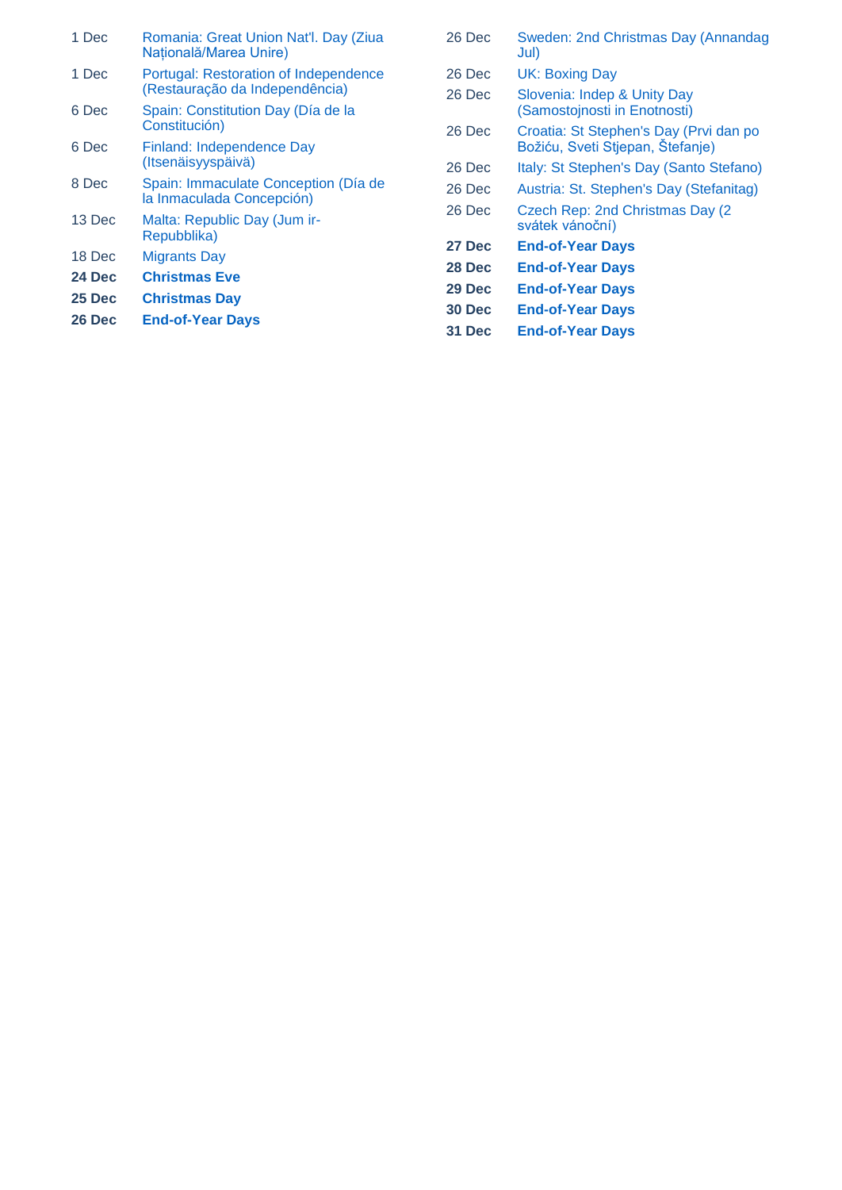| | |
|---|---|
| 1 Dec | Romania: Great Union Nat'l. Day (Ziua Națională/Marea Unire) |
| 1 Dec | Portugal: Restoration of Independence (Restauração da Independência) |
| 6 Dec | Spain: Constitution Day (Día de la Constitución) |
| 6 Dec | Finland: Independence Day (Itsenäisyyspäivä) |
| 8 Dec | Spain: Immaculate Conception (Día de la Inmaculada Concepción) |
| 13 Dec | Malta: Republic Day (Jum ir-Repubblika) |
| 18 Dec | Migrants Day |
| **24 Dec** | **Christmas Eve** |
| **25 Dec** | **Christmas Day** |
| **26 Dec** | **End-of-Year Days** |
| 26 Dec | Sweden: 2nd Christmas Day (Annandag Jul) |
| 26 Dec | UK: Boxing Day |
| 26 Dec | Slovenia: Indep & Unity Day (Samostojnosti in Enotnosti) |
| 26 Dec | Croatia: St Stephen's Day (Prvi dan po Božiću, Sveti Stjepan, Štefanje) |
| 26 Dec | Italy: St Stephen's Day (Santo Stefano) |
| 26 Dec | Austria: St. Stephen's Day (Stefanitag) |
| 26 Dec | Czech Rep: 2nd Christmas Day (2 svátek vánoční) |
| **27 Dec** | **End-of-Year Days** |
| **28 Dec** | **End-of-Year Days** |
| **29 Dec** | **End-of-Year Days** |
| **30 Dec** | **End-of-Year Days** |
| **31 Dec** | **End-of-Year Days** |